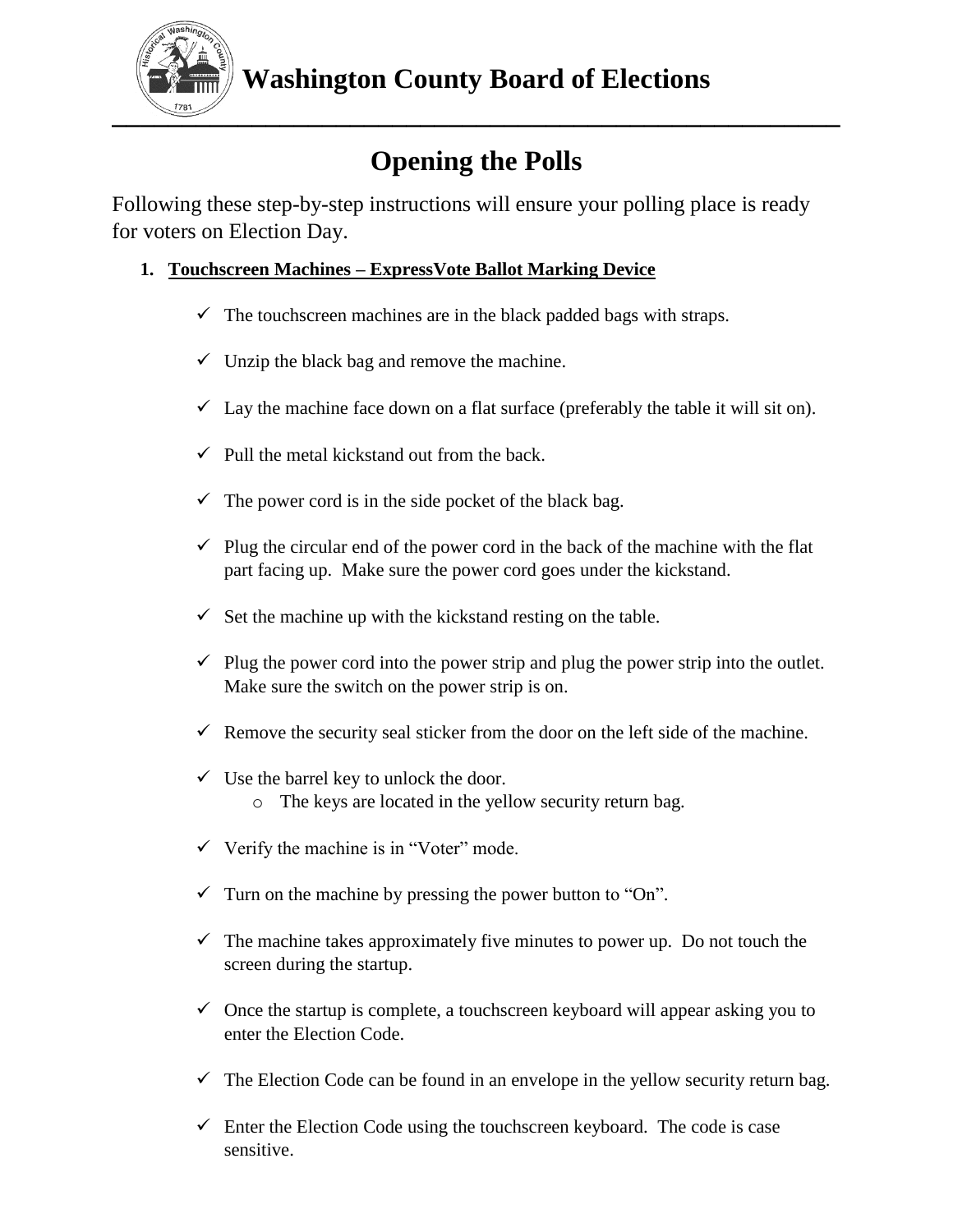# Washington County Board of Elections

## Opening the Polls

Following these step-by-step instructions will ensure your polling place is ready for voters on Election Day.

1. **Touchscreen Machines – ExpressVote Ballot Marking Device**

   - ✓ The touchscreen machines are in the black padded bags with straps.
   - ✓ Unzip the black bag and remove the machine.
   - ✓ Lay the machine face down on a flat surface (preferably the table it will sit on).
   - ✓ Pull the metal kickstand out from the back.
   - ✓ The power cord is in the side pocket of the black bag.
   - ✓ Plug the circular end of the power cord in the back of the machine with the flat part facing up. Make sure the power cord goes under the kickstand.
   - ✓ Set the machine up with the kickstand resting on the table.
   - ✓ Plug the power cord into the power strip and plug the power strip into the outlet. Make sure the switch on the power strip is on.
   - ✓ Remove the security seal sticker from the door on the left side of the machine.
   - ✓ Use the barrel key to unlock the door.
     - o The keys are located in the yellow security return bag.
   - ✓ Verify the machine is in "Voter" mode.
   - ✓ Turn on the machine by pressing the power button to "On".
   - ✓ The machine takes approximately five minutes to power up. Do not touch the screen during the startup.
   - ✓ Once the startup is complete, a touchscreen keyboard will appear asking you to enter the Election Code.
   - ✓ The Election Code can be found in an envelope in the yellow security return bag.
   - ✓ Enter the Election Code using the touchscreen keyboard. The code is case sensitive.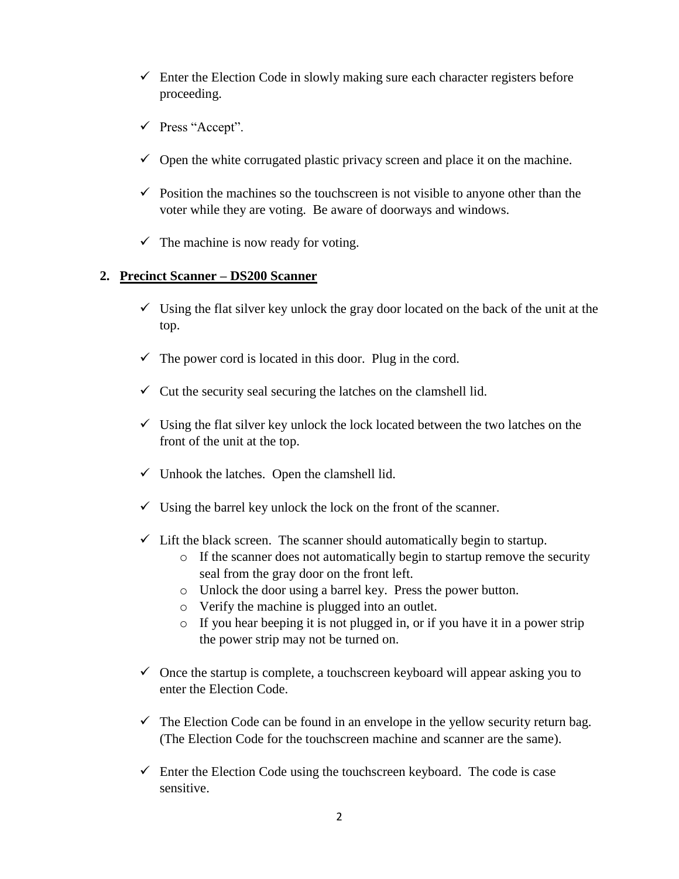- ✓ Enter the Election Code in slowly making sure each character registers before proceeding.
- ✓ Press “Accept”.
- ✓ Open the white corrugated plastic privacy screen and place it on the machine.
- ✓ Position the machines so the touchscreen is not visible to anyone other than the voter while they are voting. Be aware of doorways and windows.
- ✓ The machine is now ready for voting.

**2. <u>Precinct Scanner – DS200 Scanner</u>**

- ✓ Using the flat silver key unlock the gray door located on the back of the unit at the top.
- ✓ The power cord is located in this door. Plug in the cord.
- ✓ Cut the security seal securing the latches on the clamshell lid.
- ✓ Using the flat silver key unlock the lock located between the two latches on the front of the unit at the top.
- ✓ Unhook the latches. Open the clamshell lid.
- ✓ Using the barrel key unlock the lock on the front of the scanner.
- ✓ Lift the black screen. The scanner should automatically begin to startup.
    - If the scanner does not automatically begin to startup remove the security seal from the gray door on the front left.
    - Unlock the door using a barrel key. Press the power button.
    - Verify the machine is plugged into an outlet.
    - If you hear beeping it is not plugged in, or if you have it in a power strip the power strip may not be turned on.
- ✓ Once the startup is complete, a touchscreen keyboard will appear asking you to enter the Election Code.
- ✓ The Election Code can be found in an envelope in the yellow security return bag. (The Election Code for the touchscreen machine and scanner are the same).
- ✓ Enter the Election Code using the touchscreen keyboard. The code is case sensitive.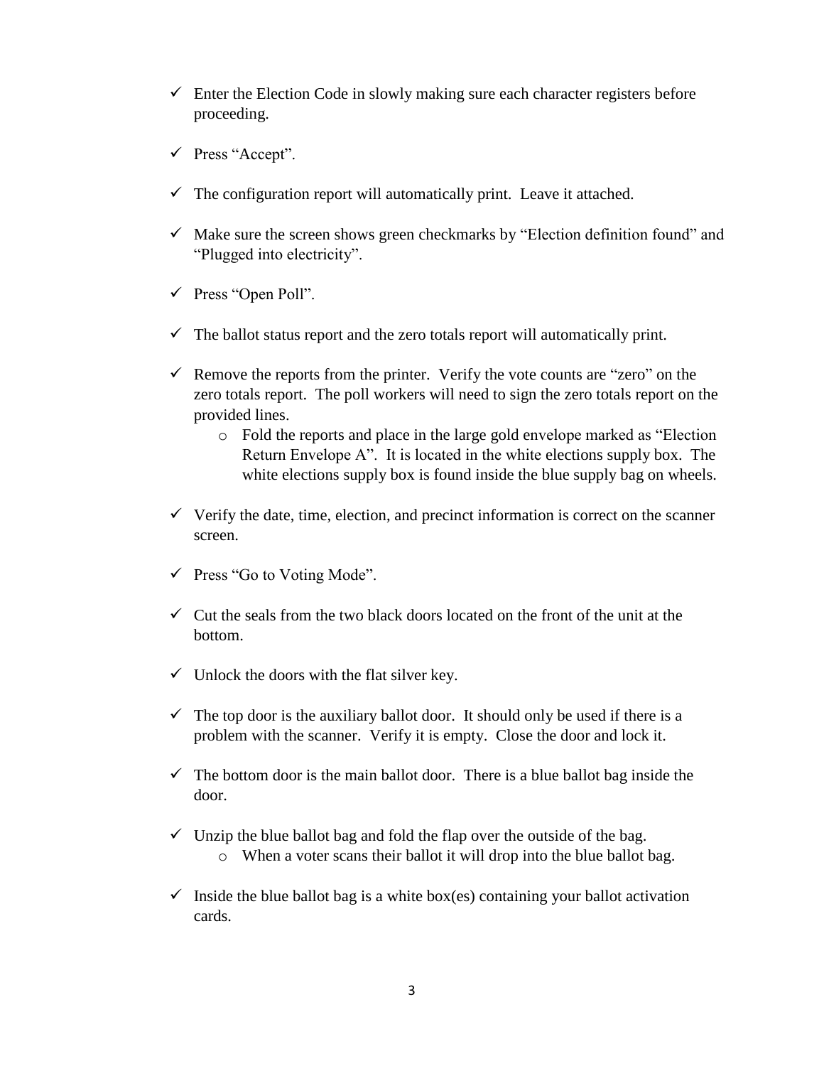- ✓ Enter the Election Code in slowly making sure each character registers before proceeding.
- ✓ Press "Accept".
- ✓ The configuration report will automatically print. Leave it attached.
- ✓ Make sure the screen shows green checkmarks by "Election definition found" and "Plugged into electricity".
- ✓ Press "Open Poll".
- ✓ The ballot status report and the zero totals report will automatically print.
- ✓ Remove the reports from the printer. Verify the vote counts are "zero" on the zero totals report. The poll workers will need to sign the zero totals report on the provided lines.
  - Fold the reports and place in the large gold envelope marked as "Election Return Envelope A". It is located in the white elections supply box. The white elections supply box is found inside the blue supply bag on wheels.
- ✓ Verify the date, time, election, and precinct information is correct on the scanner screen.
- ✓ Press "Go to Voting Mode".
- ✓ Cut the seals from the two black doors located on the front of the unit at the bottom.
- ✓ Unlock the doors with the flat silver key.
- ✓ The top door is the auxiliary ballot door. It should only be used if there is a problem with the scanner. Verify it is empty. Close the door and lock it.
- ✓ The bottom door is the main ballot door. There is a blue ballot bag inside the door.
- ✓ Unzip the blue ballot bag and fold the flap over the outside of the bag.
  - When a voter scans their ballot it will drop into the blue ballot bag.
- ✓ Inside the blue ballot bag is a white box(es) containing your ballot activation cards.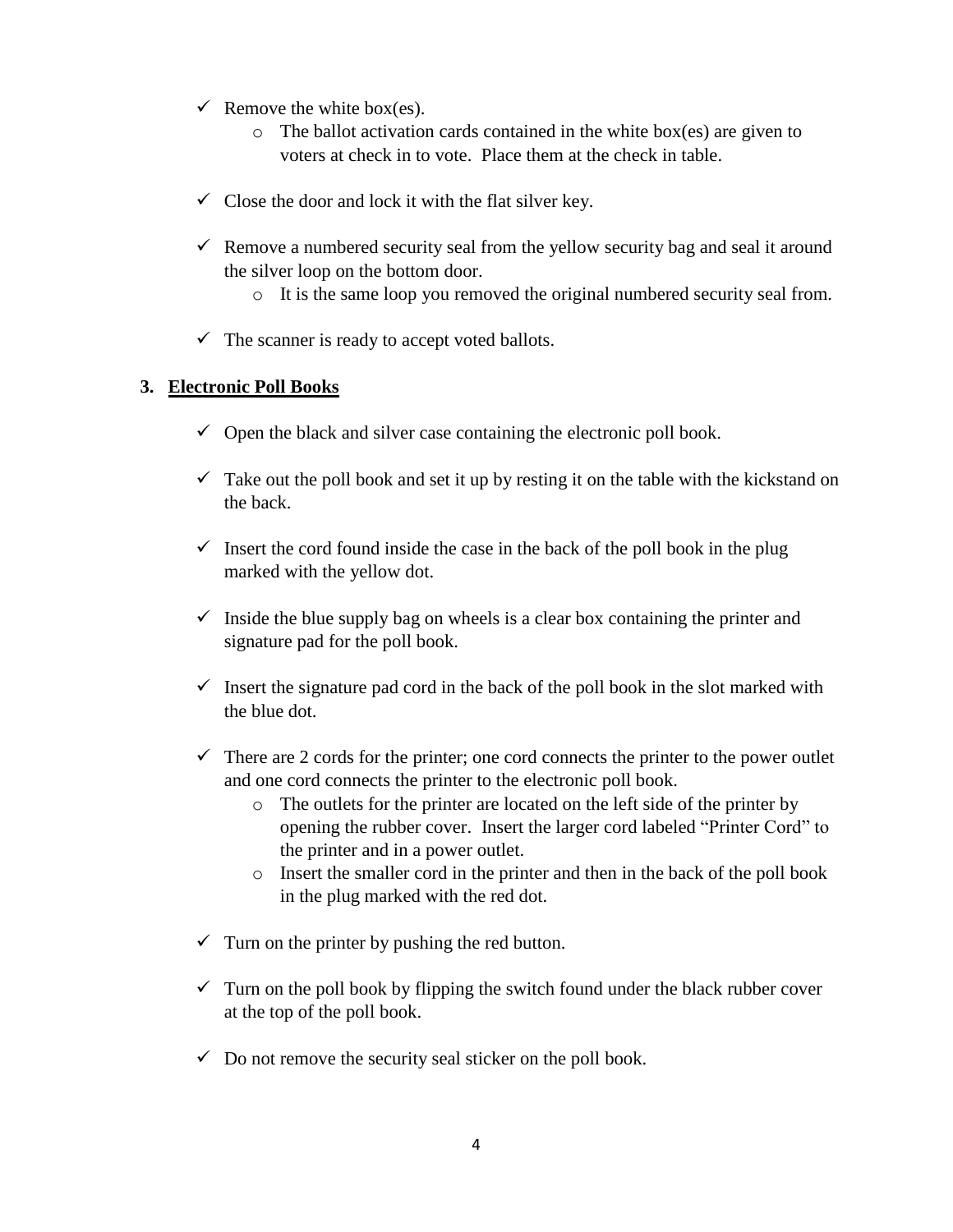- ✓ Remove the white box(es).
  - The ballot activation cards contained in the white box(es) are given to voters at check in to vote. Place them at the check in table.
- ✓ Close the door and lock it with the flat silver key.
- ✓ Remove a numbered security seal from the yellow security bag and seal it around the silver loop on the bottom door.
  - It is the same loop you removed the original numbered security seal from.
- ✓ The scanner is ready to accept voted ballots.

### 3. <u>Electronic Poll Books</u>

- ✓ Open the black and silver case containing the electronic poll book.
- ✓ Take out the poll book and set it up by resting it on the table with the kickstand on the back.
- ✓ Insert the cord found inside the case in the back of the poll book in the plug marked with the yellow dot.
- ✓ Inside the blue supply bag on wheels is a clear box containing the printer and signature pad for the poll book.
- ✓ Insert the signature pad cord in the back of the poll book in the slot marked with the blue dot.
- ✓ There are 2 cords for the printer; one cord connects the printer to the power outlet and one cord connects the printer to the electronic poll book.
  - The outlets for the printer are located on the left side of the printer by opening the rubber cover. Insert the larger cord labeled "Printer Cord" to the printer and in a power outlet.
  - Insert the smaller cord in the printer and then in the back of the poll book in the plug marked with the red dot.
- ✓ Turn on the printer by pushing the red button.
- ✓ Turn on the poll book by flipping the switch found under the black rubber cover at the top of the poll book.
- ✓ Do not remove the security seal sticker on the poll book.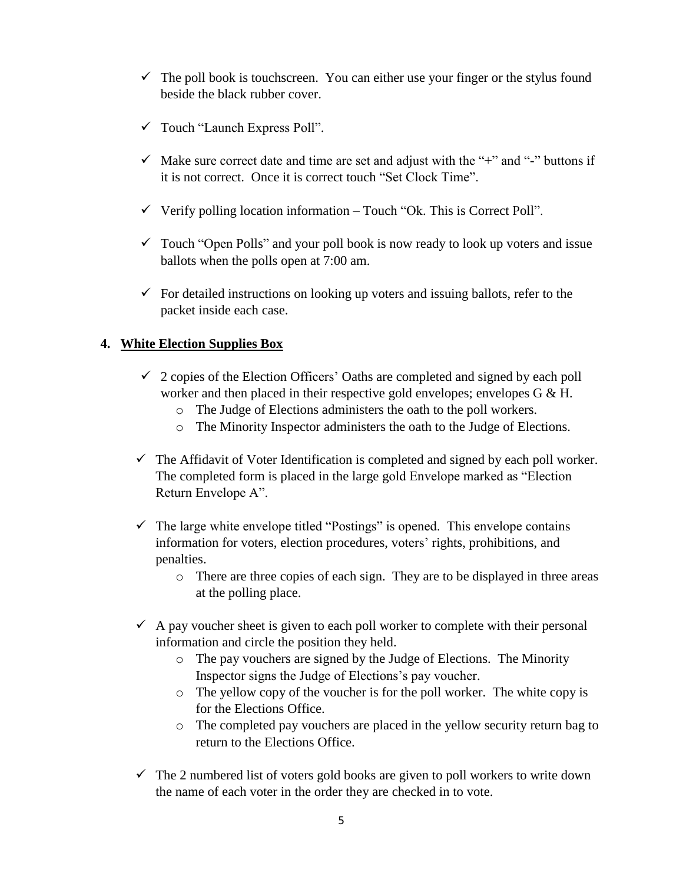- ✓ The poll book is touchscreen. You can either use your finger or the stylus found beside the black rubber cover.
- ✓ Touch "Launch Express Poll".
- ✓ Make sure correct date and time are set and adjust with the "+" and "-" buttons if it is not correct. Once it is correct touch "Set Clock Time".
- ✓ Verify polling location information – Touch "Ok. This is Correct Poll".
- ✓ Touch "Open Polls" and your poll book is now ready to look up voters and issue ballots when the polls open at 7:00 am.
- ✓ For detailed instructions on looking up voters and issuing ballots, refer to the packet inside each case.

### 4. <u>White Election Supplies Box</u>

- ✓ 2 copies of the Election Officers' Oaths are completed and signed by each poll worker and then placed in their respective gold envelopes; envelopes G & H.
  - o The Judge of Elections administers the oath to the poll workers.
  - o The Minority Inspector administers the oath to the Judge of Elections.
- ✓ The Affidavit of Voter Identification is completed and signed by each poll worker. The completed form is placed in the large gold Envelope marked as "Election Return Envelope A".
- ✓ The large white envelope titled "Postings" is opened. This envelope contains information for voters, election procedures, voters' rights, prohibitions, and penalties.
  - o There are three copies of each sign. They are to be displayed in three areas at the polling place.
- ✓ A pay voucher sheet is given to each poll worker to complete with their personal information and circle the position they held.
  - o The pay vouchers are signed by the Judge of Elections. The Minority Inspector signs the Judge of Elections's pay voucher.
  - o The yellow copy of the voucher is for the poll worker. The white copy is for the Elections Office.
  - o The completed pay vouchers are placed in the yellow security return bag to return to the Elections Office.
- ✓ The 2 numbered list of voters gold books are given to poll workers to write down the name of each voter in the order they are checked in to vote.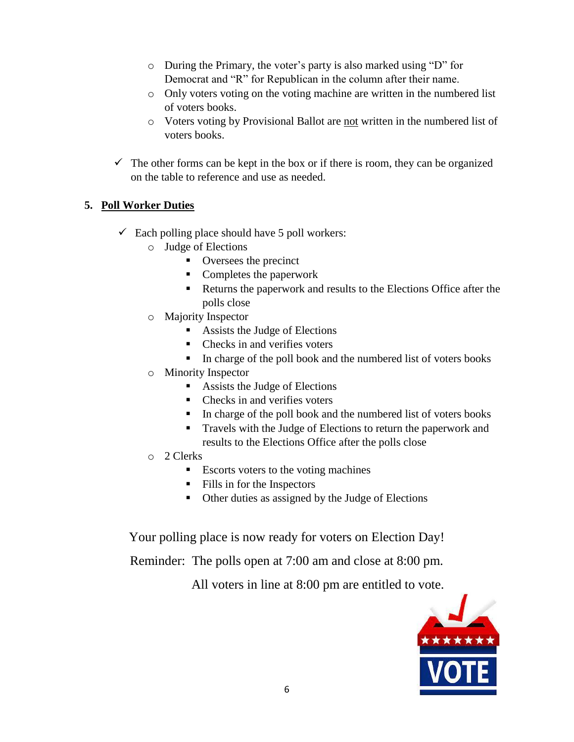- During the Primary, the voter's party is also marked using "D" for Democrat and "R" for Republican in the column after their name.
- Only voters voting on the voting machine are written in the numbered list of voters books.
- Voters voting by Provisional Ballot are <u>not</u> written in the numbered list of voters books.

✓ The other forms can be kept in the box or if there is room, they can be organized on the table to reference and use as needed.

## 5. <u>Poll Worker Duties</u>

✓ Each polling place should have 5 poll workers:

- Judge of Elections
  - Oversees the precinct
  - Completes the paperwork
  - Returns the paperwork and results to the Elections Office after the polls close
- Majority Inspector
  - Assists the Judge of Elections
  - Checks in and verifies voters
  - In charge of the poll book and the numbered list of voters books
- Minority Inspector
  - Assists the Judge of Elections
  - Checks in and verifies voters
  - In charge of the poll book and the numbered list of voters books
  - Travels with the Judge of Elections to return the paperwork and results to the Elections Office after the polls close
- 2 Clerks
  - Escorts voters to the voting machines
  - Fills in for the Inspectors
  - Other duties as assigned by the Judge of Elections

Your polling place is now ready for voters on Election Day!

Reminder: The polls open at 7:00 am and close at 8:00 pm.

All voters in line at 8:00 pm are entitled to vote.